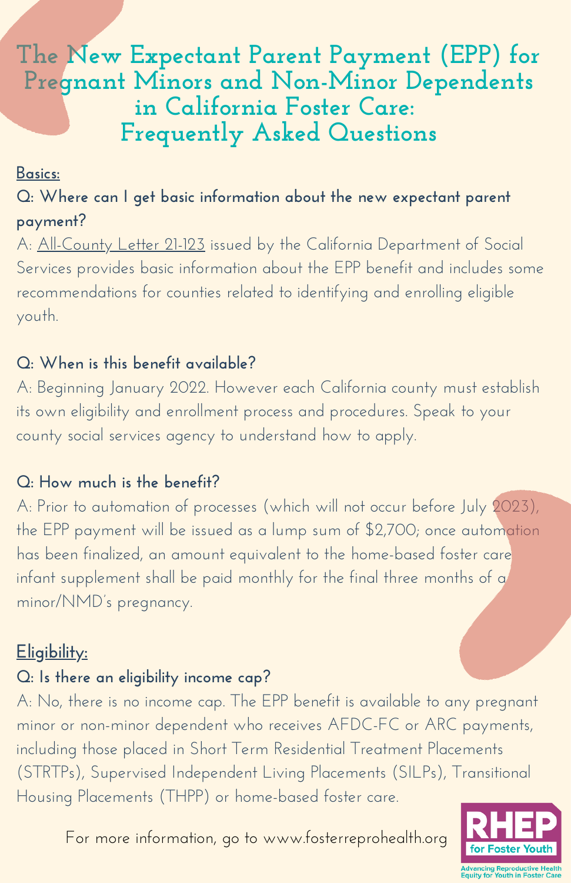# The New Expectant Parent Payment (EPP) for Pregnant Minors and Non-Minor Dependents in California Foster Care: Frequently Asked Questions

## Basics:

**Q: Where can I get basic information about the new expectant parent payment?**

A: All-County Letter 21-123 issued by the California Department of Social Services provides basic information about the EPP benefit and includes some recommendations for counties related to identifying and enrolling eligible youth.

**Q: When is this benefit available?**

A: Beginning January 2022. However each California county must establish its own eligibility and enrollment process and procedures. Speak to your county social services agency to understand how to apply.

**Q: How much is the benefit?**

A: Prior to automation of processes (which will not occur before July 2023), the EPP payment will be issued as a lump sum of $2,700; once automation has been finalized, an amount equivalent to the home-based foster care infant supplement shall be paid monthly for the final three months of a minor/NMD's pregnancy.

## Eligibility:

**Q: Is there an eligibility income cap?**

A: No, there is no income cap. The EPP benefit is available to any pregnant minor or non-minor dependent who receives AFDC-FC or ARC payments, including those placed in Short Term Residential Treatment Placements (STRTPs), Supervised Independent Living Placements (SILPs), Transitional Housing Placements (THPP) or home-based foster care.

For more information, go to www.fosterreprohealth.org

RHEP for Foster Youth

Advancing Reproductive Health Equity for Youth in Foster Care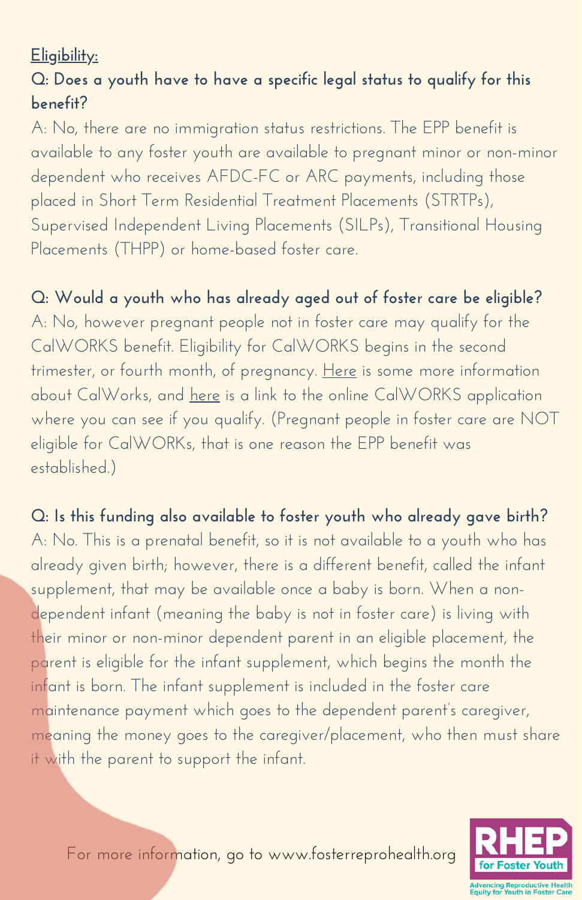<u>Eligibility:</u>

**Q: Does a youth have to have a specific legal status to qualify for this benefit?**

A: No, there are no immigration status restrictions. The EPP benefit is available to any foster youth are available to pregnant minor or non-minor dependent who receives AFDC-FC or ARC payments, including those placed in Short Term Residential Treatment Placements (STRTPs), Supervised Independent Living Placements (SILPs), Transitional Housing Placements (THPP) or home-based foster care.

**Q: Would a youth who has already aged out of foster care be eligible?**

A: No, however pregnant people not in foster care may qualify for the CalWORKS benefit. Eligibility for CalWORKS begins in the second trimester, or fourth month, of pregnancy. <u>Here</u> is some more information about CalWorks, and <u>here</u> is a link to the online CalWORKS application where you can see if you qualify. (Pregnant people in foster care are NOT eligible for CalWORKs, that is one reason the EPP benefit was established.)

**Q: Is this funding also available to foster youth who already gave birth?**

A: No. This is a prenatal benefit, so it is not available to a youth who has already given birth; however, there is a different benefit, called the infant supplement, that may be available once a baby is born. When a non-dependent infant (meaning the baby is not in foster care) is living with their minor or non-minor dependent parent in an eligible placement, the parent is eligible for the infant supplement, which begins the month the infant is born. The infant supplement is included in the foster care maintenance payment which goes to the dependent parent's caregiver, meaning the money goes to the caregiver/placement, who then must share it with the parent to support the infant.

For more information, go to www.fosterreprohealth.org

RHEP for Foster Youth

Advancing Reproductive Health Equity for Youth in Foster Care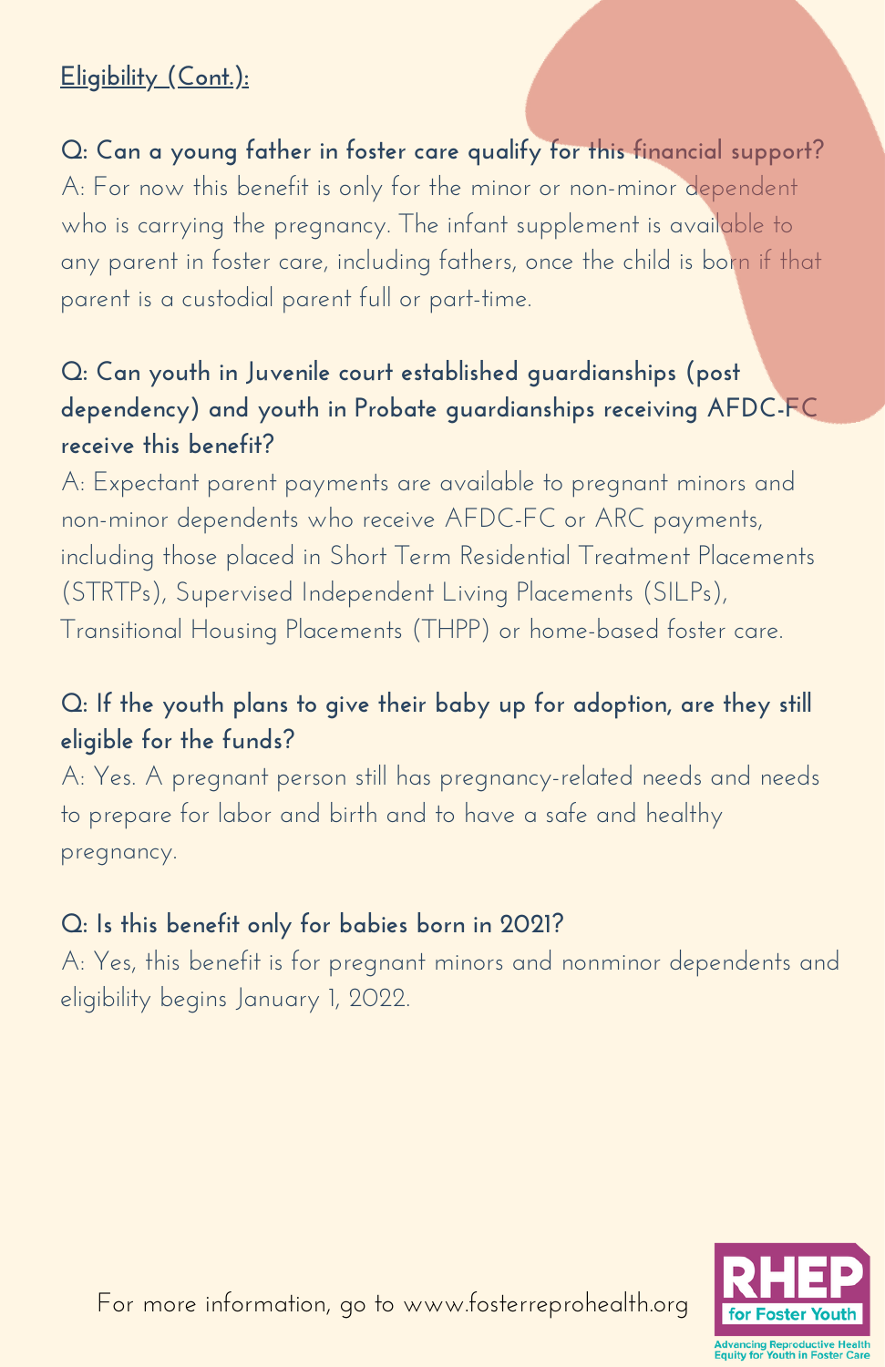Eligibility (Cont.):

**Q: Can a young father in foster care qualify for this financial support?**

A: For now this benefit is only for the minor or non-minor dependent who is carrying the pregnancy. The infant supplement is available to any parent in foster care, including fathers, once the child is born if that parent is a custodial parent full or part-time.

**Q: Can youth in Juvenile court established guardianships (post dependency) and youth in Probate guardianships receiving AFDC-FC receive this benefit?**

A: Expectant parent payments are available to pregnant minors and non-minor dependents who receive AFDC-FC or ARC payments, including those placed in Short Term Residential Treatment Placements (STRTPs), Supervised Independent Living Placements (SILPs), Transitional Housing Placements (THPP) or home-based foster care.

**Q: If the youth plans to give their baby up for adoption, are they still eligible for the funds?**

A: Yes. A pregnant person still has pregnancy-related needs and needs to prepare for labor and birth and to have a safe and healthy pregnancy.

**Q: Is this benefit only for babies born in 2021?**

A: Yes, this benefit is for pregnant minors and nonminor dependents and eligibility begins January 1, 2022.

For more information, go to www.fosterreprohealth.org

RHEP for Foster Youth
Advancing Reproductive Health Equity for Youth in Foster Care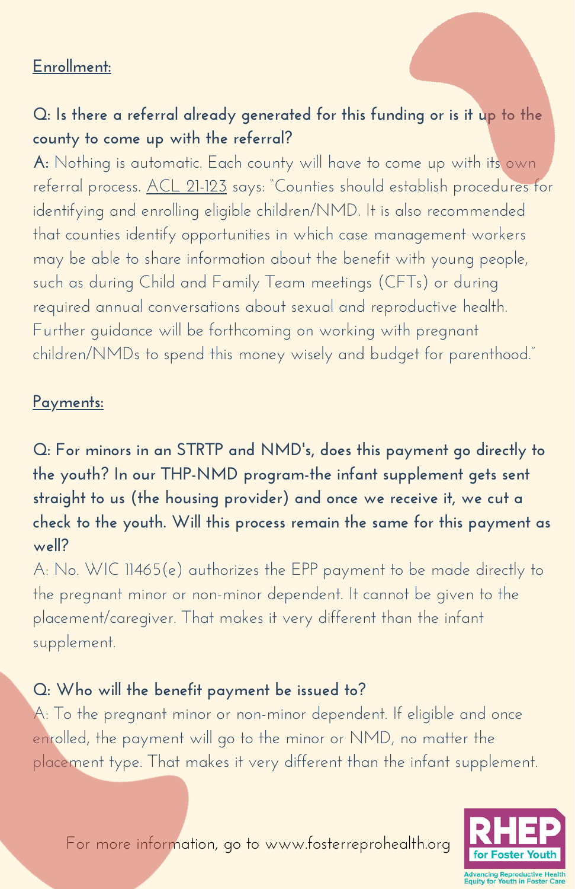## Enrollment:

**Q: Is there a referral already generated for this funding or is it up to the county to come up with the referral?**

**A:** Nothing is automatic. Each county will have to come up with its own referral process. ACL 21-123 says: "Counties should establish procedures for identifying and enrolling eligible children/NMD. It is also recommended that counties identify opportunities in which case management workers may be able to share information about the benefit with young people, such as during Child and Family Team meetings (CFTs) or during required annual conversations about sexual and reproductive health. Further guidance will be forthcoming on working with pregnant children/NMDs to spend this money wisely and budget for parenthood."

## Payments:

**Q: For minors in an STRTP and NMD's, does this payment go directly to the youth? In our THP-NMD program-the infant supplement gets sent straight to us (the housing provider) and once we receive it, we cut a check to the youth. Will this process remain the same for this payment as well?**

A: No. WIC 11465(e) authorizes the EPP payment to be made directly to the pregnant minor or non-minor dependent. It cannot be given to the placement/caregiver. That makes it very different than the infant supplement.

**Q: Who will the benefit payment be issued to?**

A: To the pregnant minor or non-minor dependent. If eligible and once enrolled, the payment will go to the minor or NMD, no matter the placement type. That makes it very different than the infant supplement.

For more information, go to www.fosterreprohealth.org

RHEP for Foster Youth
Advancing Reproductive Health Equity for Youth in Foster Care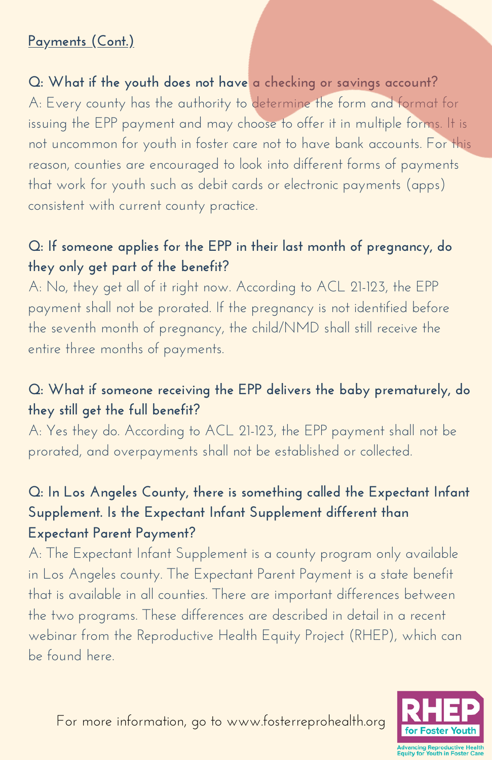## Payments (Cont.)

**Q: What if the youth does not have a checking or savings account?**

A: Every county has the authority to determine the form and format for issuing the EPP payment and may choose to offer it in multiple forms. It is not uncommon for youth in foster care not to have bank accounts. For this reason, counties are encouraged to look into different forms of payments that work for youth such as debit cards or electronic payments (apps) consistent with current county practice.

**Q: If someone applies for the EPP in their last month of pregnancy, do they only get part of the benefit?**

A: No, they get all of it right now. According to ACL 21-123, the EPP payment shall not be prorated. If the pregnancy is not identified before the seventh month of pregnancy, the child/NMD shall still receive the entire three months of payments.

**Q: What if someone receiving the EPP delivers the baby prematurely, do they still get the full benefit?**

A: Yes they do. According to ACL 21-123, the EPP payment shall not be prorated, and overpayments shall not be established or collected.

**Q: In Los Angeles County, there is something called the Expectant Infant Supplement. Is the Expectant Infant Supplement different than Expectant Parent Payment?**

A: The Expectant Infant Supplement is a county program only available in Los Angeles county. The Expectant Parent Payment is a state benefit that is available in all counties. There are important differences between the two programs. These differences are described in detail in a recent webinar from the Reproductive Health Equity Project (RHEP), which can be found here.

For more information, go to www.fosterreprohealth.org

RHEP for Foster Youth — Advancing Reproductive Health Equity for Youth in Foster Care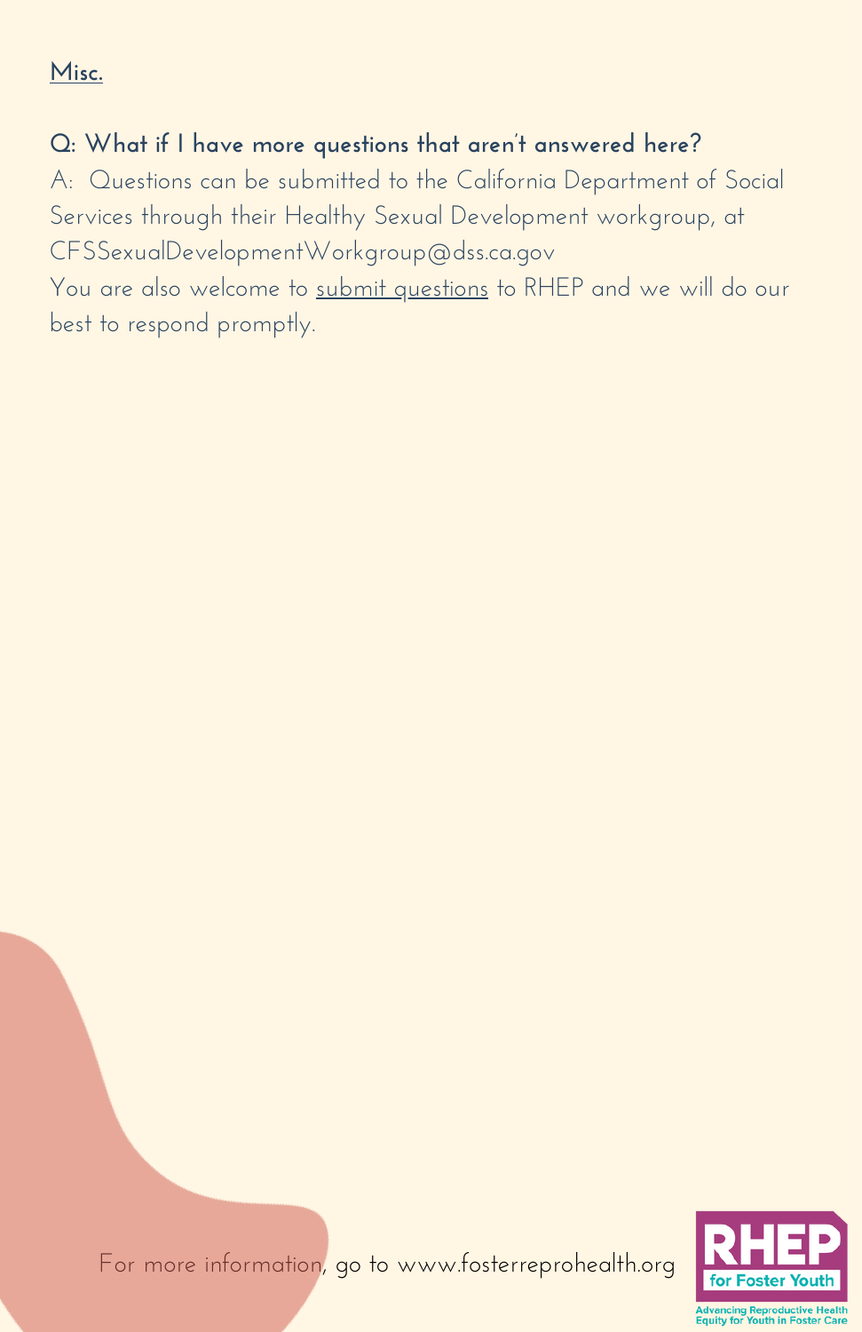## Misc.

**Q: What if I have more questions that aren't answered here?**

A: Questions can be submitted to the California Department of Social Services through their Healthy Sexual Development workgroup, at CFSSexualDevelopmentWorkgroup@dss.ca.gov

You are also welcome to submit questions to RHEP and we will do our best to respond promptly.

For more information, go to www.fosterreprohealth.org